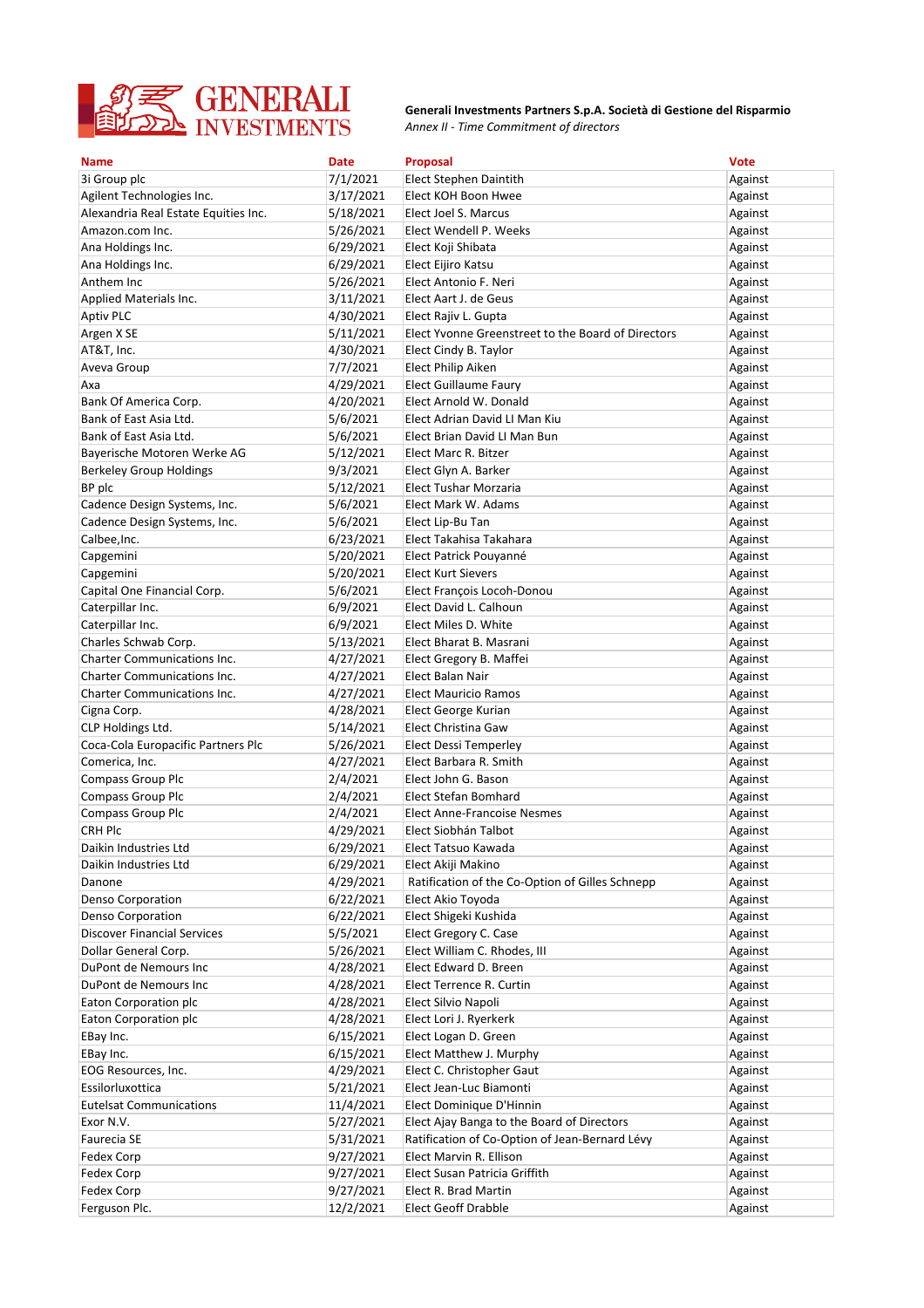**Generali Investments Partners S.p.A. Società di Gestione del Risparmio**
*Annex II - Time Commitment of directors*

| Name | Date | Proposal | Vote |
|---|---|---|---|
| 3i Group plc | 7/1/2021 | Elect Stephen Daintith | Against |
| Agilent Technologies Inc. | 3/17/2021 | Elect KOH Boon Hwee | Against |
| Alexandria Real Estate Equities Inc. | 5/18/2021 | Elect Joel S. Marcus | Against |
| Amazon.com Inc. | 5/26/2021 | Elect Wendell P. Weeks | Against |
| Ana Holdings Inc. | 6/29/2021 | Elect Koji Shibata | Against |
| Ana Holdings Inc. | 6/29/2021 | Elect Eijiro Katsu | Against |
| Anthem Inc | 5/26/2021 | Elect Antonio F. Neri | Against |
| Applied Materials Inc. | 3/11/2021 | Elect Aart J. de Geus | Against |
| Aptiv PLC | 4/30/2021 | Elect Rajiv L. Gupta | Against |
| Argen X SE | 5/11/2021 | Elect Yvonne Greenstreet to the Board of Directors | Against |
| AT&T, Inc. | 4/30/2021 | Elect Cindy B. Taylor | Against |
| Aveva Group | 7/7/2021 | Elect Philip Aiken | Against |
| Axa | 4/29/2021 | Elect Guillaume Faury | Against |
| Bank Of America Corp. | 4/20/2021 | Elect Arnold W. Donald | Against |
| Bank of East Asia Ltd. | 5/6/2021 | Elect Adrian David LI Man Kiu | Against |
| Bank of East Asia Ltd. | 5/6/2021 | Elect Brian David LI Man Bun | Against |
| Bayerische Motoren Werke AG | 5/12/2021 | Elect Marc R. Bitzer | Against |
| Berkeley Group Holdings | 9/3/2021 | Elect Glyn A. Barker | Against |
| BP plc | 5/12/2021 | Elect Tushar Morzaria | Against |
| Cadence Design Systems, Inc. | 5/6/2021 | Elect Mark W. Adams | Against |
| Cadence Design Systems, Inc. | 5/6/2021 | Elect Lip-Bu Tan | Against |
| Calbee,Inc. | 6/23/2021 | Elect Takahisa Takahara | Against |
| Capgemini | 5/20/2021 | Elect Patrick Pouyanné | Against |
| Capgemini | 5/20/2021 | Elect Kurt Sievers | Against |
| Capital One Financial Corp. | 5/6/2021 | Elect François Locoh-Donou | Against |
| Caterpillar Inc. | 6/9/2021 | Elect David L. Calhoun | Against |
| Caterpillar Inc. | 6/9/2021 | Elect Miles D. White | Against |
| Charles Schwab Corp. | 5/13/2021 | Elect Bharat B. Masrani | Against |
| Charter Communications Inc. | 4/27/2021 | Elect Gregory B. Maffei | Against |
| Charter Communications Inc. | 4/27/2021 | Elect Balan Nair | Against |
| Charter Communications Inc. | 4/27/2021 | Elect Mauricio Ramos | Against |
| Cigna Corp. | 4/28/2021 | Elect George Kurian | Against |
| CLP Holdings Ltd. | 5/14/2021 | Elect Christina Gaw | Against |
| Coca-Cola Europacific Partners Plc | 5/26/2021 | Elect Dessi Temperley | Against |
| Comerica, Inc. | 4/27/2021 | Elect Barbara R. Smith | Against |
| Compass Group Plc | 2/4/2021 | Elect John G. Bason | Against |
| Compass Group Plc | 2/4/2021 | Elect Stefan Bomhard | Against |
| Compass Group Plc | 2/4/2021 | Elect Anne-Francoise Nesmes | Against |
| CRH Plc | 4/29/2021 | Elect Siobhán Talbot | Against |
| Daikin Industries Ltd | 6/29/2021 | Elect Tatsuo Kawada | Against |
| Daikin Industries Ltd | 6/29/2021 | Elect Akiji Makino | Against |
| Danone | 4/29/2021 | Ratification of the Co-Option of Gilles Schnepp | Against |
| Denso Corporation | 6/22/2021 | Elect Akio Toyoda | Against |
| Denso Corporation | 6/22/2021 | Elect Shigeki Kushida | Against |
| Discover Financial Services | 5/5/2021 | Elect Gregory C. Case | Against |
| Dollar General Corp. | 5/26/2021 | Elect William C. Rhodes, III | Against |
| DuPont de Nemours Inc | 4/28/2021 | Elect Edward D. Breen | Against |
| DuPont de Nemours Inc | 4/28/2021 | Elect Terrence R. Curtin | Against |
| Eaton Corporation plc | 4/28/2021 | Elect Silvio Napoli | Against |
| Eaton Corporation plc | 4/28/2021 | Elect Lori J. Ryerkerk | Against |
| EBay Inc. | 6/15/2021 | Elect Logan D. Green | Against |
| EBay Inc. | 6/15/2021 | Elect Matthew J. Murphy | Against |
| EOG Resources, Inc. | 4/29/2021 | Elect C. Christopher Gaut | Against |
| Essilorluxottica | 5/21/2021 | Elect Jean-Luc Biamonti | Against |
| Eutelsat Communications | 11/4/2021 | Elect Dominique D'Hinnin | Against |
| Exor N.V. | 5/27/2021 | Elect Ajay Banga to the Board of Directors | Against |
| Faurecia SE | 5/31/2021 | Ratification of Co-Option of Jean-Bernard Lévy | Against |
| Fedex Corp | 9/27/2021 | Elect Marvin R. Ellison | Against |
| Fedex Corp | 9/27/2021 | Elect Susan Patricia Griffith | Against |
| Fedex Corp | 9/27/2021 | Elect R. Brad Martin | Against |
| Ferguson Plc. | 12/2/2021 | Elect Geoff Drabble | Against |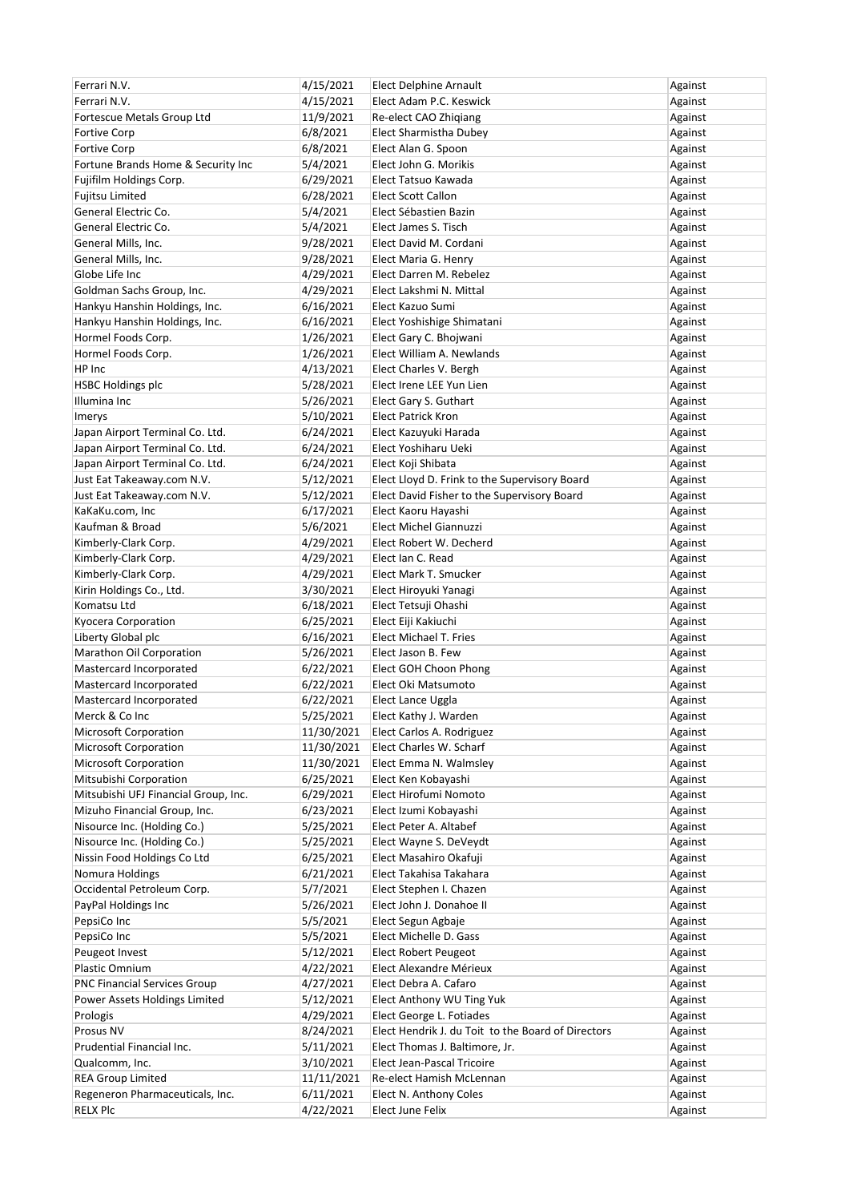| | | | |
|---|---|---|---|
| Ferrari N.V. | 4/15/2021 | Elect Delphine Arnault | Against |
| Ferrari N.V. | 4/15/2021 | Elect Adam P.C. Keswick | Against |
| Fortescue Metals Group Ltd | 11/9/2021 | Re-elect CAO Zhiqiang | Against |
| Fortive Corp | 6/8/2021 | Elect Sharmistha Dubey | Against |
| Fortive Corp | 6/8/2021 | Elect Alan G. Spoon | Against |
| Fortune Brands Home & Security Inc | 5/4/2021 | Elect John G. Morikis | Against |
| Fujifilm Holdings Corp. | 6/29/2021 | Elect Tatsuo Kawada | Against |
| Fujitsu Limited | 6/28/2021 | Elect Scott Callon | Against |
| General Electric Co. | 5/4/2021 | Elect Sébastien Bazin | Against |
| General Electric Co. | 5/4/2021 | Elect James S. Tisch | Against |
| General Mills, Inc. | 9/28/2021 | Elect David M. Cordani | Against |
| General Mills, Inc. | 9/28/2021 | Elect Maria G. Henry | Against |
| Globe Life Inc | 4/29/2021 | Elect Darren M. Rebelez | Against |
| Goldman Sachs Group, Inc. | 4/29/2021 | Elect Lakshmi N. Mittal | Against |
| Hankyu Hanshin Holdings, Inc. | 6/16/2021 | Elect Kazuo Sumi | Against |
| Hankyu Hanshin Holdings, Inc. | 6/16/2021 | Elect Yoshishige Shimatani | Against |
| Hormel Foods Corp. | 1/26/2021 | Elect Gary C. Bhojwani | Against |
| Hormel Foods Corp. | 1/26/2021 | Elect William A. Newlands | Against |
| HP Inc | 4/13/2021 | Elect Charles V. Bergh | Against |
| HSBC Holdings plc | 5/28/2021 | Elect Irene LEE Yun Lien | Against |
| Illumina Inc | 5/26/2021 | Elect Gary S. Guthart | Against |
| Imerys | 5/10/2021 | Elect Patrick Kron | Against |
| Japan Airport Terminal Co. Ltd. | 6/24/2021 | Elect Kazuyuki Harada | Against |
| Japan Airport Terminal Co. Ltd. | 6/24/2021 | Elect Yoshiharu Ueki | Against |
| Japan Airport Terminal Co. Ltd. | 6/24/2021 | Elect Koji Shibata | Against |
| Just Eat Takeaway.com N.V. | 5/12/2021 | Elect Lloyd D. Frink to the Supervisory Board | Against |
| Just Eat Takeaway.com N.V. | 5/12/2021 | Elect David Fisher to the Supervisory Board | Against |
| KaKaKu.com, Inc | 6/17/2021 | Elect Kaoru Hayashi | Against |
| Kaufman & Broad | 5/6/2021 | Elect Michel Giannuzzi | Against |
| Kimberly-Clark Corp. | 4/29/2021 | Elect Robert W. Decherd | Against |
| Kimberly-Clark Corp. | 4/29/2021 | Elect Ian C. Read | Against |
| Kimberly-Clark Corp. | 4/29/2021 | Elect Mark T. Smucker | Against |
| Kirin Holdings Co., Ltd. | 3/30/2021 | Elect Hiroyuki Yanagi | Against |
| Komatsu Ltd | 6/18/2021 | Elect Tetsuji Ohashi | Against |
| Kyocera Corporation | 6/25/2021 | Elect Eiji Kakiuchi | Against |
| Liberty Global plc | 6/16/2021 | Elect Michael T. Fries | Against |
| Marathon Oil Corporation | 5/26/2021 | Elect Jason B. Few | Against |
| Mastercard Incorporated | 6/22/2021 | Elect GOH Choon Phong | Against |
| Mastercard Incorporated | 6/22/2021 | Elect Oki Matsumoto | Against |
| Mastercard Incorporated | 6/22/2021 | Elect Lance Uggla | Against |
| Merck & Co Inc | 5/25/2021 | Elect Kathy J. Warden | Against |
| Microsoft Corporation | 11/30/2021 | Elect Carlos A. Rodriguez | Against |
| Microsoft Corporation | 11/30/2021 | Elect Charles W. Scharf | Against |
| Microsoft Corporation | 11/30/2021 | Elect Emma N. Walmsley | Against |
| Mitsubishi Corporation | 6/25/2021 | Elect Ken Kobayashi | Against |
| Mitsubishi UFJ Financial Group, Inc. | 6/29/2021 | Elect Hirofumi Nomoto | Against |
| Mizuho Financial Group, Inc. | 6/23/2021 | Elect Izumi Kobayashi | Against |
| Nisource Inc. (Holding Co.) | 5/25/2021 | Elect Peter A. Altabef | Against |
| Nisource Inc. (Holding Co.) | 5/25/2021 | Elect Wayne S. DeVeydt | Against |
| Nissin Food Holdings Co Ltd | 6/25/2021 | Elect Masahiro Okafuji | Against |
| Nomura Holdings | 6/21/2021 | Elect Takahisa Takahara | Against |
| Occidental Petroleum Corp. | 5/7/2021 | Elect Stephen I. Chazen | Against |
| PayPal Holdings Inc | 5/26/2021 | Elect John J. Donahoe II | Against |
| PepsiCo Inc | 5/5/2021 | Elect Segun Agbaje | Against |
| PepsiCo Inc | 5/5/2021 | Elect Michelle D. Gass | Against |
| Peugeot Invest | 5/12/2021 | Elect Robert Peugeot | Against |
| Plastic Omnium | 4/22/2021 | Elect Alexandre Mérieux | Against |
| PNC Financial Services Group | 4/27/2021 | Elect Debra A. Cafaro | Against |
| Power Assets Holdings Limited | 5/12/2021 | Elect Anthony WU Ting Yuk | Against |
| Prologis | 4/29/2021 | Elect George L. Fotiades | Against |
| Prosus NV | 8/24/2021 | Elect Hendrik J. du Toit to the Board of Directors | Against |
| Prudential Financial Inc. | 5/11/2021 | Elect Thomas J. Baltimore, Jr. | Against |
| Qualcomm, Inc. | 3/10/2021 | Elect Jean-Pascal Tricoire | Against |
| REA Group Limited | 11/11/2021 | Re-elect Hamish McLennan | Against |
| Regeneron Pharmaceuticals, Inc. | 6/11/2021 | Elect N. Anthony Coles | Against |
| RELX Plc | 4/22/2021 | Elect June Felix | Against |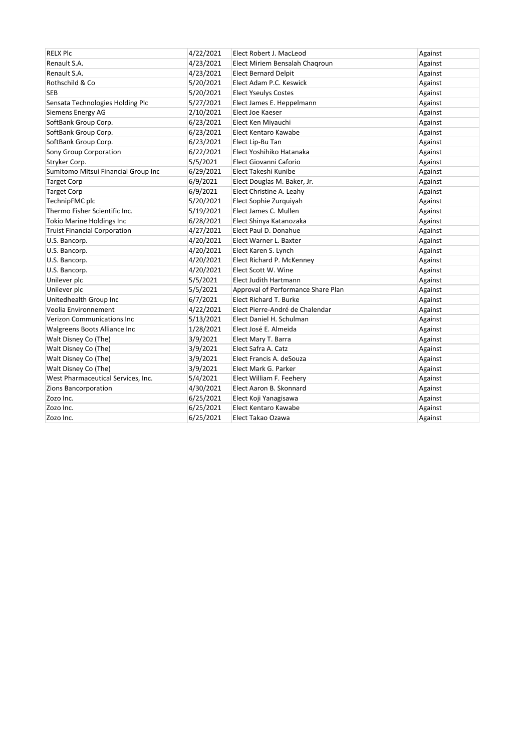| RELX Plc | 4/22/2021 | Elect Robert J. MacLeod | Against |
|---|---|---|---|
| Renault S.A. | 4/23/2021 | Elect Miriem Bensalah Chaqroun | Against |
| Renault S.A. | 4/23/2021 | Elect Bernard Delpit | Against |
| Rothschild & Co | 5/20/2021 | Elect Adam P.C. Keswick | Against |
| SEB | 5/20/2021 | Elect Yseulys Costes | Against |
| Sensata Technologies Holding Plc | 5/27/2021 | Elect James E. Heppelmann | Against |
| Siemens Energy AG | 2/10/2021 | Elect Joe Kaeser | Against |
| SoftBank Group Corp. | 6/23/2021 | Elect Ken Miyauchi | Against |
| SoftBank Group Corp. | 6/23/2021 | Elect Kentaro Kawabe | Against |
| SoftBank Group Corp. | 6/23/2021 | Elect Lip-Bu Tan | Against |
| Sony Group Corporation | 6/22/2021 | Elect Yoshihiko Hatanaka | Against |
| Stryker Corp. | 5/5/2021 | Elect Giovanni Caforio | Against |
| Sumitomo Mitsui Financial Group Inc | 6/29/2021 | Elect Takeshi Kunibe | Against |
| Target Corp | 6/9/2021 | Elect Douglas M. Baker, Jr. | Against |
| Target Corp | 6/9/2021 | Elect Christine A. Leahy | Against |
| TechnipFMC plc | 5/20/2021 | Elect Sophie Zurquiyah | Against |
| Thermo Fisher Scientific Inc. | 5/19/2021 | Elect James C. Mullen | Against |
| Tokio Marine Holdings Inc | 6/28/2021 | Elect Shinya Katanozaka | Against |
| Truist Financial Corporation | 4/27/2021 | Elect Paul D. Donahue | Against |
| U.S. Bancorp. | 4/20/2021 | Elect Warner L. Baxter | Against |
| U.S. Bancorp. | 4/20/2021 | Elect Karen S. Lynch | Against |
| U.S. Bancorp. | 4/20/2021 | Elect Richard P. McKenney | Against |
| U.S. Bancorp. | 4/20/2021 | Elect Scott W. Wine | Against |
| Unilever plc | 5/5/2021 | Elect Judith Hartmann | Against |
| Unilever plc | 5/5/2021 | Approval of Performance Share Plan | Against |
| Unitedhealth Group Inc | 6/7/2021 | Elect Richard T. Burke | Against |
| Veolia Environnement | 4/22/2021 | Elect Pierre-André de Chalendar | Against |
| Verizon Communications Inc | 5/13/2021 | Elect Daniel H. Schulman | Against |
| Walgreens Boots Alliance Inc | 1/28/2021 | Elect José E. Almeida | Against |
| Walt Disney Co (The) | 3/9/2021 | Elect Mary T. Barra | Against |
| Walt Disney Co (The) | 3/9/2021 | Elect Safra A. Catz | Against |
| Walt Disney Co (The) | 3/9/2021 | Elect Francis A. deSouza | Against |
| Walt Disney Co (The) | 3/9/2021 | Elect Mark G. Parker | Against |
| West Pharmaceutical Services, Inc. | 5/4/2021 | Elect William F. Feehery | Against |
| Zions Bancorporation | 4/30/2021 | Elect Aaron B. Skonnard | Against |
| Zozo Inc. | 6/25/2021 | Elect Koji Yanagisawa | Against |
| Zozo Inc. | 6/25/2021 | Elect Kentaro Kawabe | Against |
| Zozo Inc. | 6/25/2021 | Elect Takao Ozawa | Against |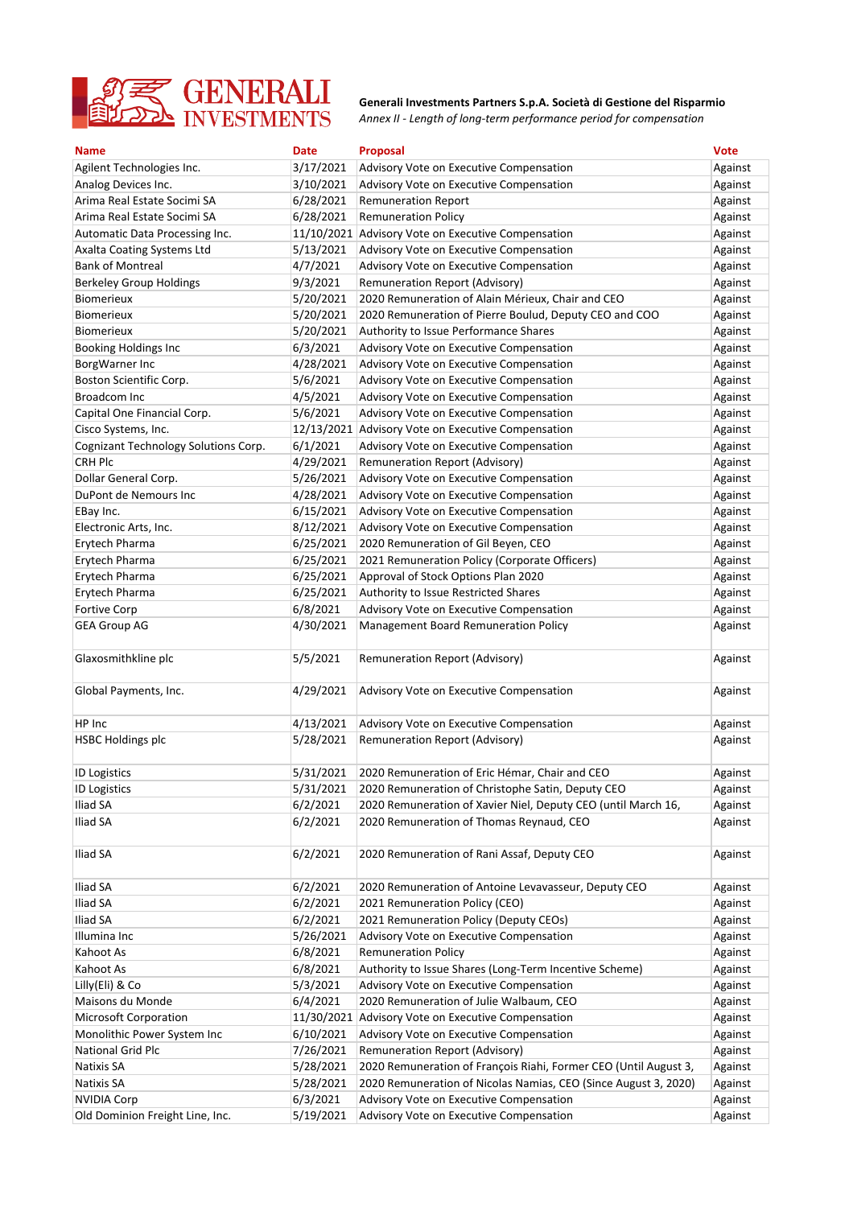**Generali Investments Partners S.p.A. Società di Gestione del Risparmio**
*Annex II - Length of long-term performance period for compensation*

| Name | Date | Proposal | Vote |
|---|---|---|---|
| Agilent Technologies Inc. | 3/17/2021 | Advisory Vote on Executive Compensation | Against |
| Analog Devices Inc. | 3/10/2021 | Advisory Vote on Executive Compensation | Against |
| Arima Real Estate Socimi SA | 6/28/2021 | Remuneration Report | Against |
| Arima Real Estate Socimi SA | 6/28/2021 | Remuneration Policy | Against |
| Automatic Data Processing Inc. | 11/10/2021 | Advisory Vote on Executive Compensation | Against |
| Axalta Coating Systems Ltd | 5/13/2021 | Advisory Vote on Executive Compensation | Against |
| Bank of Montreal | 4/7/2021 | Advisory Vote on Executive Compensation | Against |
| Berkeley Group Holdings | 9/3/2021 | Remuneration Report (Advisory) | Against |
| Biomerieux | 5/20/2021 | 2020 Remuneration of Alain Mérieux, Chair and CEO | Against |
| Biomerieux | 5/20/2021 | 2020 Remuneration of Pierre Boulud, Deputy CEO and COO | Against |
| Biomerieux | 5/20/2021 | Authority to Issue Performance Shares | Against |
| Booking Holdings Inc | 6/3/2021 | Advisory Vote on Executive Compensation | Against |
| BorgWarner Inc | 4/28/2021 | Advisory Vote on Executive Compensation | Against |
| Boston Scientific Corp. | 5/6/2021 | Advisory Vote on Executive Compensation | Against |
| Broadcom Inc | 4/5/2021 | Advisory Vote on Executive Compensation | Against |
| Capital One Financial Corp. | 5/6/2021 | Advisory Vote on Executive Compensation | Against |
| Cisco Systems, Inc. | 12/13/2021 | Advisory Vote on Executive Compensation | Against |
| Cognizant Technology Solutions Corp. | 6/1/2021 | Advisory Vote on Executive Compensation | Against |
| CRH Plc | 4/29/2021 | Remuneration Report (Advisory) | Against |
| Dollar General Corp. | 5/26/2021 | Advisory Vote on Executive Compensation | Against |
| DuPont de Nemours Inc | 4/28/2021 | Advisory Vote on Executive Compensation | Against |
| EBay Inc. | 6/15/2021 | Advisory Vote on Executive Compensation | Against |
| Electronic Arts, Inc. | 8/12/2021 | Advisory Vote on Executive Compensation | Against |
| Erytech Pharma | 6/25/2021 | 2020 Remuneration of Gil Beyen, CEO | Against |
| Erytech Pharma | 6/25/2021 | 2021 Remuneration Policy (Corporate Officers) | Against |
| Erytech Pharma | 6/25/2021 | Approval of Stock Options Plan 2020 | Against |
| Erytech Pharma | 6/25/2021 | Authority to Issue Restricted Shares | Against |
| Fortive Corp | 6/8/2021 | Advisory Vote on Executive Compensation | Against |
| GEA Group AG | 4/30/2021 | Management Board Remuneration Policy | Against |
| Glaxosmithkline plc | 5/5/2021 | Remuneration Report (Advisory) | Against |
| Global Payments, Inc. | 4/29/2021 | Advisory Vote on Executive Compensation | Against |
| HP Inc | 4/13/2021 | Advisory Vote on Executive Compensation | Against |
| HSBC Holdings plc | 5/28/2021 | Remuneration Report (Advisory) | Against |
| ID Logistics | 5/31/2021 | 2020 Remuneration of Eric Hémar, Chair and CEO | Against |
| ID Logistics | 5/31/2021 | 2020 Remuneration of Christophe Satin, Deputy CEO | Against |
| Iliad SA | 6/2/2021 | 2020 Remuneration of Xavier Niel, Deputy CEO (until March 16, | Against |
| Iliad SA | 6/2/2021 | 2020 Remuneration of Thomas Reynaud, CEO | Against |
| Iliad SA | 6/2/2021 | 2020 Remuneration of Rani Assaf, Deputy CEO | Against |
| Iliad SA | 6/2/2021 | 2020 Remuneration of Antoine Levavasseur, Deputy CEO | Against |
| Iliad SA | 6/2/2021 | 2021 Remuneration Policy (CEO) | Against |
| Iliad SA | 6/2/2021 | 2021 Remuneration Policy (Deputy CEOs) | Against |
| Illumina Inc | 5/26/2021 | Advisory Vote on Executive Compensation | Against |
| Kahoot As | 6/8/2021 | Remuneration Policy | Against |
| Kahoot As | 6/8/2021 | Authority to Issue Shares (Long-Term Incentive Scheme) | Against |
| Lilly(Eli) & Co | 5/3/2021 | Advisory Vote on Executive Compensation | Against |
| Maisons du Monde | 6/4/2021 | 2020 Remuneration of Julie Walbaum, CEO | Against |
| Microsoft Corporation | 11/30/2021 | Advisory Vote on Executive Compensation | Against |
| Monolithic Power System Inc | 6/10/2021 | Advisory Vote on Executive Compensation | Against |
| National Grid Plc | 7/26/2021 | Remuneration Report (Advisory) | Against |
| Natixis SA | 5/28/2021 | 2020 Remuneration of François Riahi, Former CEO (Until August 3, | Against |
| Natixis SA | 5/28/2021 | 2020 Remuneration of Nicolas Namias, CEO (Since August 3, 2020) | Against |
| NVIDIA Corp | 6/3/2021 | Advisory Vote on Executive Compensation | Against |
| Old Dominion Freight Line, Inc. | 5/19/2021 | Advisory Vote on Executive Compensation | Against |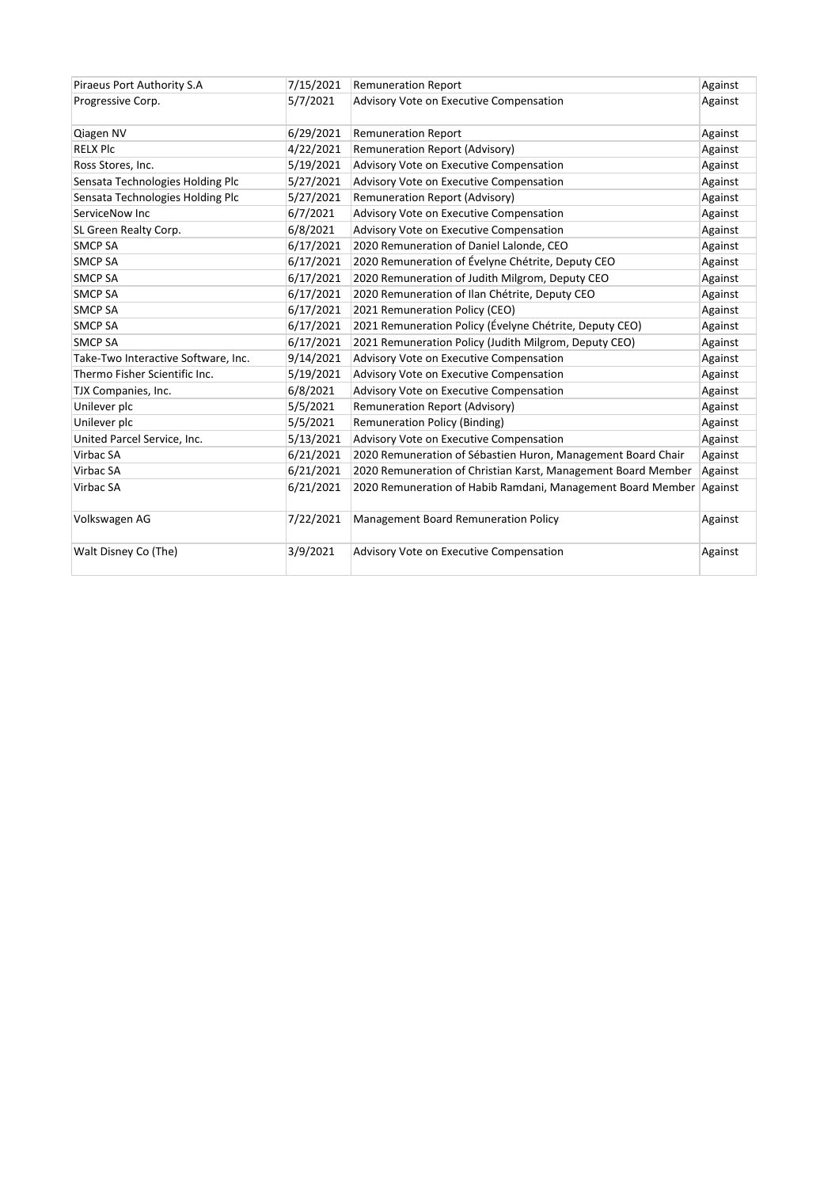| Piraeus Port Authority S.A | 7/15/2021 | Remuneration Report | Against |
|---|---|---|---|
| Progressive Corp. | 5/7/2021 | Advisory Vote on Executive Compensation | Against |
| Qiagen NV | 6/29/2021 | Remuneration Report | Against |
| RELX Plc | 4/22/2021 | Remuneration Report (Advisory) | Against |
| Ross Stores, Inc. | 5/19/2021 | Advisory Vote on Executive Compensation | Against |
| Sensata Technologies Holding Plc | 5/27/2021 | Advisory Vote on Executive Compensation | Against |
| Sensata Technologies Holding Plc | 5/27/2021 | Remuneration Report (Advisory) | Against |
| ServiceNow Inc | 6/7/2021 | Advisory Vote on Executive Compensation | Against |
| SL Green Realty Corp. | 6/8/2021 | Advisory Vote on Executive Compensation | Against |
| SMCP SA | 6/17/2021 | 2020 Remuneration of Daniel Lalonde, CEO | Against |
| SMCP SA | 6/17/2021 | 2020 Remuneration of Évelyne Chétrite, Deputy CEO | Against |
| SMCP SA | 6/17/2021 | 2020 Remuneration of Judith Milgrom, Deputy CEO | Against |
| SMCP SA | 6/17/2021 | 2020 Remuneration of Ilan Chétrite, Deputy CEO | Against |
| SMCP SA | 6/17/2021 | 2021 Remuneration Policy (CEO) | Against |
| SMCP SA | 6/17/2021 | 2021 Remuneration Policy (Évelyne Chétrite, Deputy CEO) | Against |
| SMCP SA | 6/17/2021 | 2021 Remuneration Policy (Judith Milgrom, Deputy CEO) | Against |
| Take-Two Interactive Software, Inc. | 9/14/2021 | Advisory Vote on Executive Compensation | Against |
| Thermo Fisher Scientific Inc. | 5/19/2021 | Advisory Vote on Executive Compensation | Against |
| TJX Companies, Inc. | 6/8/2021 | Advisory Vote on Executive Compensation | Against |
| Unilever plc | 5/5/2021 | Remuneration Report (Advisory) | Against |
| Unilever plc | 5/5/2021 | Remuneration Policy (Binding) | Against |
| United Parcel Service, Inc. | 5/13/2021 | Advisory Vote on Executive Compensation | Against |
| Virbac SA | 6/21/2021 | 2020 Remuneration of Sébastien Huron, Management Board Chair | Against |
| Virbac SA | 6/21/2021 | 2020 Remuneration of Christian Karst, Management Board Member | Against |
| Virbac SA | 6/21/2021 | 2020 Remuneration of Habib Ramdani, Management Board Member | Against |
| Volkswagen AG | 7/22/2021 | Management Board Remuneration Policy | Against |
| Walt Disney Co (The) | 3/9/2021 | Advisory Vote on Executive Compensation | Against |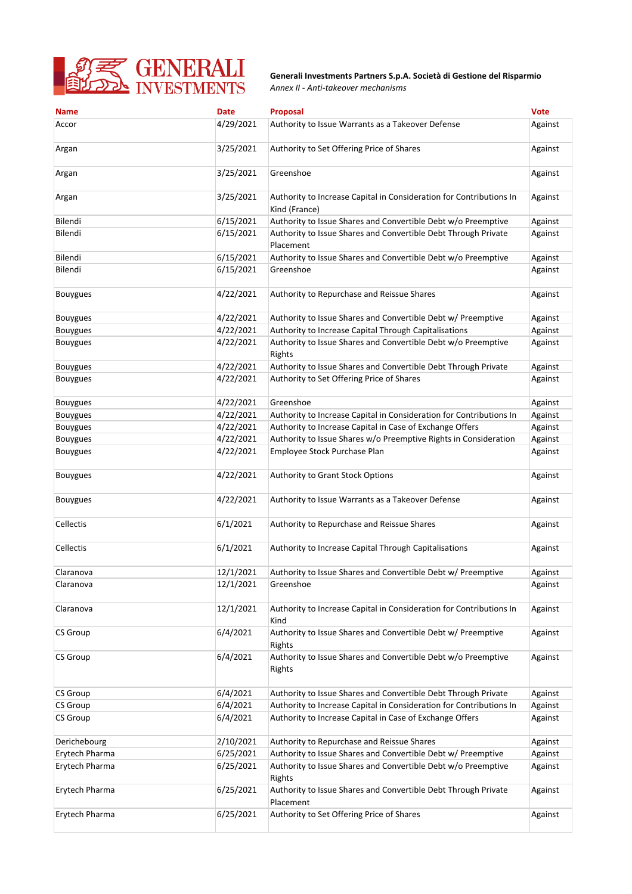**Generali Investments Partners S.p.A. Società di Gestione del Risparmio**
*Annex II - Anti-takeover mechanisms*

| Name | Date | Proposal | Vote |
|---|---|---|---|
| Accor | 4/29/2021 | Authority to Issue Warrants as a Takeover Defense | Against |
| Argan | 3/25/2021 | Authority to Set Offering Price of Shares | Against |
| Argan | 3/25/2021 | Greenshoe | Against |
| Argan | 3/25/2021 | Authority to Increase Capital in Consideration for Contributions In Kind (France) | Against |
| Bilendi | 6/15/2021 | Authority to Issue Shares and Convertible Debt w/o Preemptive | Against |
| Bilendi | 6/15/2021 | Authority to Issue Shares and Convertible Debt Through Private Placement | Against |
| Bilendi | 6/15/2021 | Authority to Issue Shares and Convertible Debt w/o Preemptive | Against |
| Bilendi | 6/15/2021 | Greenshoe | Against |
| Bouygues | 4/22/2021 | Authority to Repurchase and Reissue Shares | Against |
| Bouygues | 4/22/2021 | Authority to Issue Shares and Convertible Debt w/ Preemptive | Against |
| Bouygues | 4/22/2021 | Authority to Increase Capital Through Capitalisations | Against |
| Bouygues | 4/22/2021 | Authority to Issue Shares and Convertible Debt w/o Preemptive Rights | Against |
| Bouygues | 4/22/2021 | Authority to Issue Shares and Convertible Debt Through Private | Against |
| Bouygues | 4/22/2021 | Authority to Set Offering Price of Shares | Against |
| Bouygues | 4/22/2021 | Greenshoe | Against |
| Bouygues | 4/22/2021 | Authority to Increase Capital in Consideration for Contributions In | Against |
| Bouygues | 4/22/2021 | Authority to Increase Capital in Case of Exchange Offers | Against |
| Bouygues | 4/22/2021 | Authority to Issue Shares w/o Preemptive Rights in Consideration | Against |
| Bouygues | 4/22/2021 | Employee Stock Purchase Plan | Against |
| Bouygues | 4/22/2021 | Authority to Grant Stock Options | Against |
| Bouygues | 4/22/2021 | Authority to Issue Warrants as a Takeover Defense | Against |
| Cellectis | 6/1/2021 | Authority to Repurchase and Reissue Shares | Against |
| Cellectis | 6/1/2021 | Authority to Increase Capital Through Capitalisations | Against |
| Claranova | 12/1/2021 | Authority to Issue Shares and Convertible Debt w/ Preemptive | Against |
| Claranova | 12/1/2021 | Greenshoe | Against |
| Claranova | 12/1/2021 | Authority to Increase Capital in Consideration for Contributions In Kind | Against |
| CS Group | 6/4/2021 | Authority to Issue Shares and Convertible Debt w/ Preemptive Rights | Against |
| CS Group | 6/4/2021 | Authority to Issue Shares and Convertible Debt w/o Preemptive Rights | Against |
| CS Group | 6/4/2021 | Authority to Issue Shares and Convertible Debt Through Private | Against |
| CS Group | 6/4/2021 | Authority to Increase Capital in Consideration for Contributions In | Against |
| CS Group | 6/4/2021 | Authority to Increase Capital in Case of Exchange Offers | Against |
| Derichebourg | 2/10/2021 | Authority to Repurchase and Reissue Shares | Against |
| Erytech Pharma | 6/25/2021 | Authority to Issue Shares and Convertible Debt w/ Preemptive | Against |
| Erytech Pharma | 6/25/2021 | Authority to Issue Shares and Convertible Debt w/o Preemptive Rights | Against |
| Erytech Pharma | 6/25/2021 | Authority to Issue Shares and Convertible Debt Through Private Placement | Against |
| Erytech Pharma | 6/25/2021 | Authority to Set Offering Price of Shares | Against |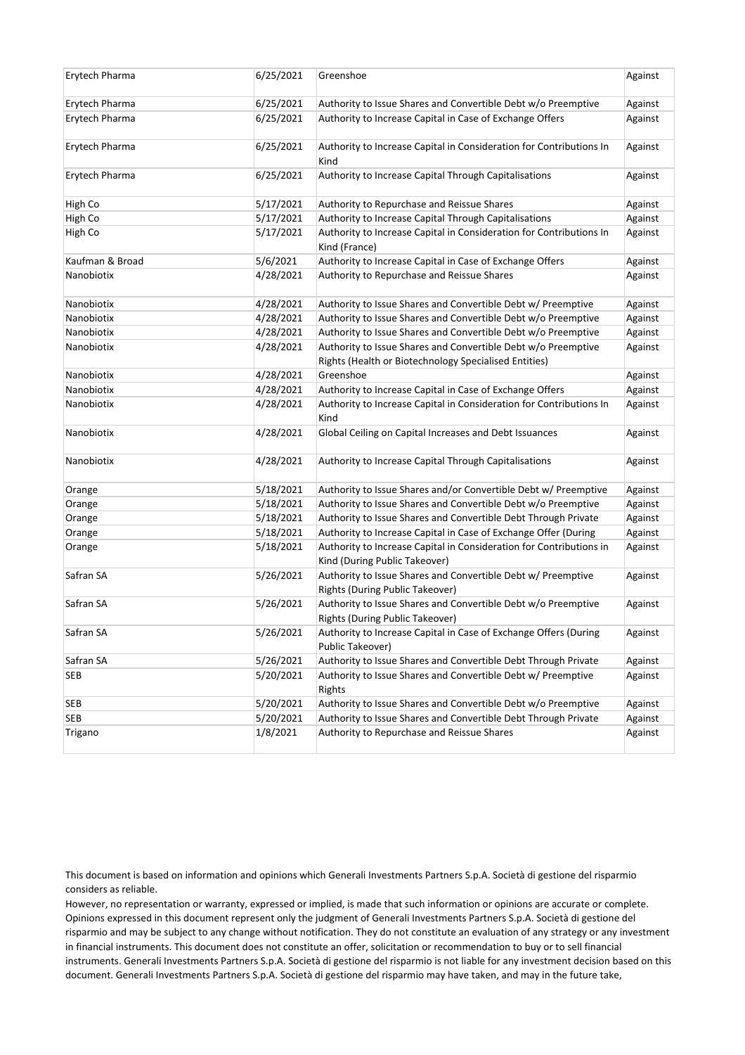| Erytech Pharma | 6/25/2021 | Greenshoe | Against |
|---|---|---|---|
| Erytech Pharma | 6/25/2021 | Authority to Issue Shares and Convertible Debt w/o Preemptive | Against |
| Erytech Pharma | 6/25/2021 | Authority to Increase Capital in Case of Exchange Offers | Against |
| Erytech Pharma | 6/25/2021 | Authority to Increase Capital in Consideration for Contributions In Kind | Against |
| Erytech Pharma | 6/25/2021 | Authority to Increase Capital Through Capitalisations | Against |
| High Co | 5/17/2021 | Authority to Repurchase and Reissue Shares | Against |
| High Co | 5/17/2021 | Authority to Increase Capital Through Capitalisations | Against |
| High Co | 5/17/2021 | Authority to Increase Capital in Consideration for Contributions In Kind (France) | Against |
| Kaufman & Broad | 5/6/2021 | Authority to Increase Capital in Case of Exchange Offers | Against |
| Nanobiotix | 4/28/2021 | Authority to Repurchase and Reissue Shares | Against |
| Nanobiotix | 4/28/2021 | Authority to Issue Shares and Convertible Debt w/ Preemptive | Against |
| Nanobiotix | 4/28/2021 | Authority to Issue Shares and Convertible Debt w/o Preemptive | Against |
| Nanobiotix | 4/28/2021 | Authority to Issue Shares and Convertible Debt w/o Preemptive | Against |
| Nanobiotix | 4/28/2021 | Authority to Issue Shares and Convertible Debt w/o Preemptive Rights (Health or Biotechnology Specialised Entities) | Against |
| Nanobiotix | 4/28/2021 | Greenshoe | Against |
| Nanobiotix | 4/28/2021 | Authority to Increase Capital in Case of Exchange Offers | Against |
| Nanobiotix | 4/28/2021 | Authority to Increase Capital in Consideration for Contributions In Kind | Against |
| Nanobiotix | 4/28/2021 | Global Ceiling on Capital Increases and Debt Issuances | Against |
| Nanobiotix | 4/28/2021 | Authority to Increase Capital Through Capitalisations | Against |
| Orange | 5/18/2021 | Authority to Issue Shares and/or Convertible Debt w/ Preemptive | Against |
| Orange | 5/18/2021 | Authority to Issue Shares and Convertible Debt w/o Preemptive | Against |
| Orange | 5/18/2021 | Authority to Issue Shares and Convertible Debt Through Private | Against |
| Orange | 5/18/2021 | Authority to Increase Capital in Case of Exchange Offer (During | Against |
| Orange | 5/18/2021 | Authority to Increase Capital in Consideration for Contributions in Kind (During Public Takeover) | Against |
| Safran SA | 5/26/2021 | Authority to Issue Shares and Convertible Debt w/ Preemptive Rights (During Public Takeover) | Against |
| Safran SA | 5/26/2021 | Authority to Issue Shares and Convertible Debt w/o Preemptive Rights (During Public Takeover) | Against |
| Safran SA | 5/26/2021 | Authority to Increase Capital in Case of Exchange Offers (During Public Takeover) | Against |
| Safran SA | 5/26/2021 | Authority to Issue Shares and Convertible Debt Through Private | Against |
| SEB | 5/20/2021 | Authority to Issue Shares and Convertible Debt w/ Preemptive Rights | Against |
| SEB | 5/20/2021 | Authority to Issue Shares and Convertible Debt w/o Preemptive | Against |
| SEB | 5/20/2021 | Authority to Issue Shares and Convertible Debt Through Private | Against |
| Trigano | 1/8/2021 | Authority to Repurchase and Reissue Shares | Against |

This document is based on information and opinions which Generali Investments Partners S.p.A. Società di gestione del risparmio considers as reliable.
However, no representation or warranty, expressed or implied, is made that such information or opinions are accurate or complete. Opinions expressed in this document represent only the judgment of Generali Investments Partners S.p.A. Società di gestione del risparmio and may be subject to any change without notification. They do not constitute an evaluation of any strategy or any investment in financial instruments. This document does not constitute an offer, solicitation or recommendation to buy or to sell financial instruments. Generali Investments Partners S.p.A. Società di gestione del risparmio is not liable for any investment decision based on this document. Generali Investments Partners S.p.A. Società di gestione del risparmio may have taken, and may in the future take,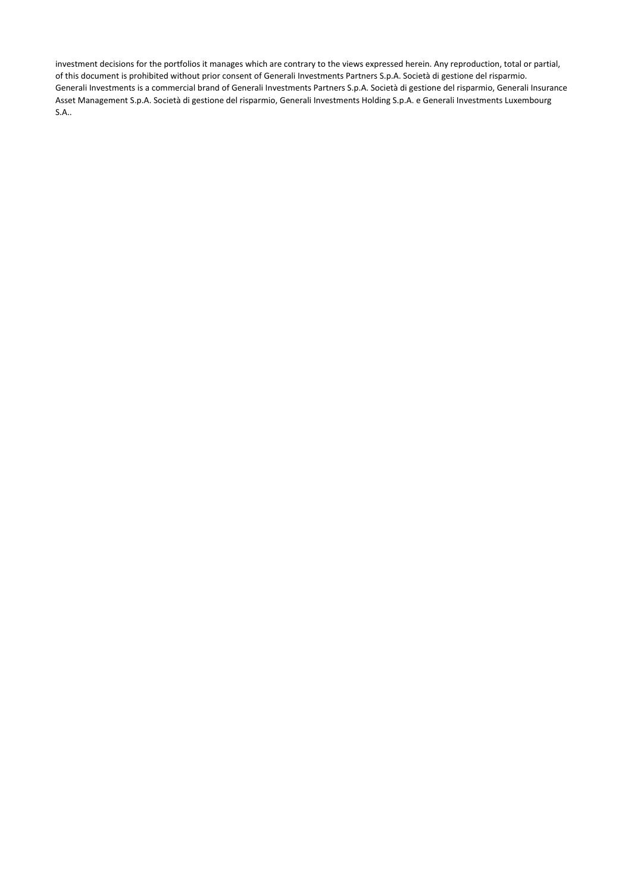investment decisions for the portfolios it manages which are contrary to the views expressed herein. Any reproduction, total or partial, of this document is prohibited without prior consent of Generali Investments Partners S.p.A. Società di gestione del risparmio.
Generali Investments is a commercial brand of Generali Investments Partners S.p.A. Società di gestione del risparmio, Generali Insurance Asset Management S.p.A. Società di gestione del risparmio, Generali Investments Holding S.p.A. e Generali Investments Luxembourg S.A..